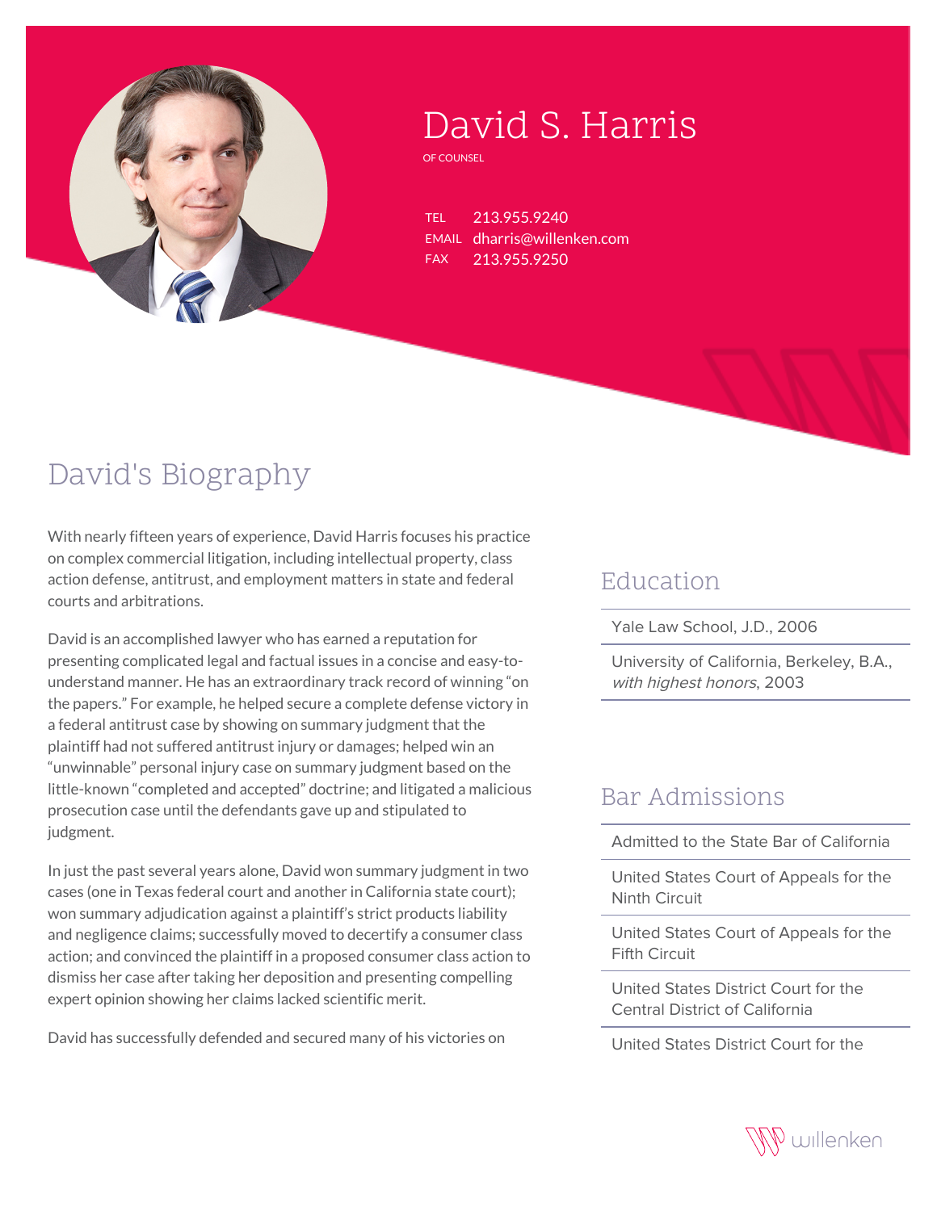# David S. Harris

OF COUNSEL

TEL 213.955.9240
EMAIL dharris@willenken.com
FAX 213.955.9250

## David's Biography

With nearly fifteen years of experience, David Harris focuses his practice on complex commercial litigation, including intellectual property, class action defense, antitrust, and employment matters in state and federal courts and arbitrations.

David is an accomplished lawyer who has earned a reputation for presenting complicated legal and factual issues in a concise and easy-to-understand manner. He has an extraordinary track record of winning "on the papers." For example, he helped secure a complete defense victory in a federal antitrust case by showing on summary judgment that the plaintiff had not suffered antitrust injury or damages; helped win an "unwinnable" personal injury case on summary judgment based on the little-known "completed and accepted" doctrine; and litigated a malicious prosecution case until the defendants gave up and stipulated to judgment.

In just the past several years alone, David won summary judgment in two cases (one in Texas federal court and another in California state court); won summary adjudication against a plaintiff's strict products liability and negligence claims; successfully moved to decertify a consumer class action; and convinced the plaintiff in a proposed consumer class action to dismiss her case after taking her deposition and presenting compelling expert opinion showing her claims lacked scientific merit.

David has successfully defended and secured many of his victories on

## Education

Yale Law School, J.D., 2006

University of California, Berkeley, B.A., *with highest honors*, 2003

## Bar Admissions

Admitted to the State Bar of California

United States Court of Appeals for the Ninth Circuit

United States Court of Appeals for the Fifth Circuit

United States District Court for the Central District of California

United States District Court for the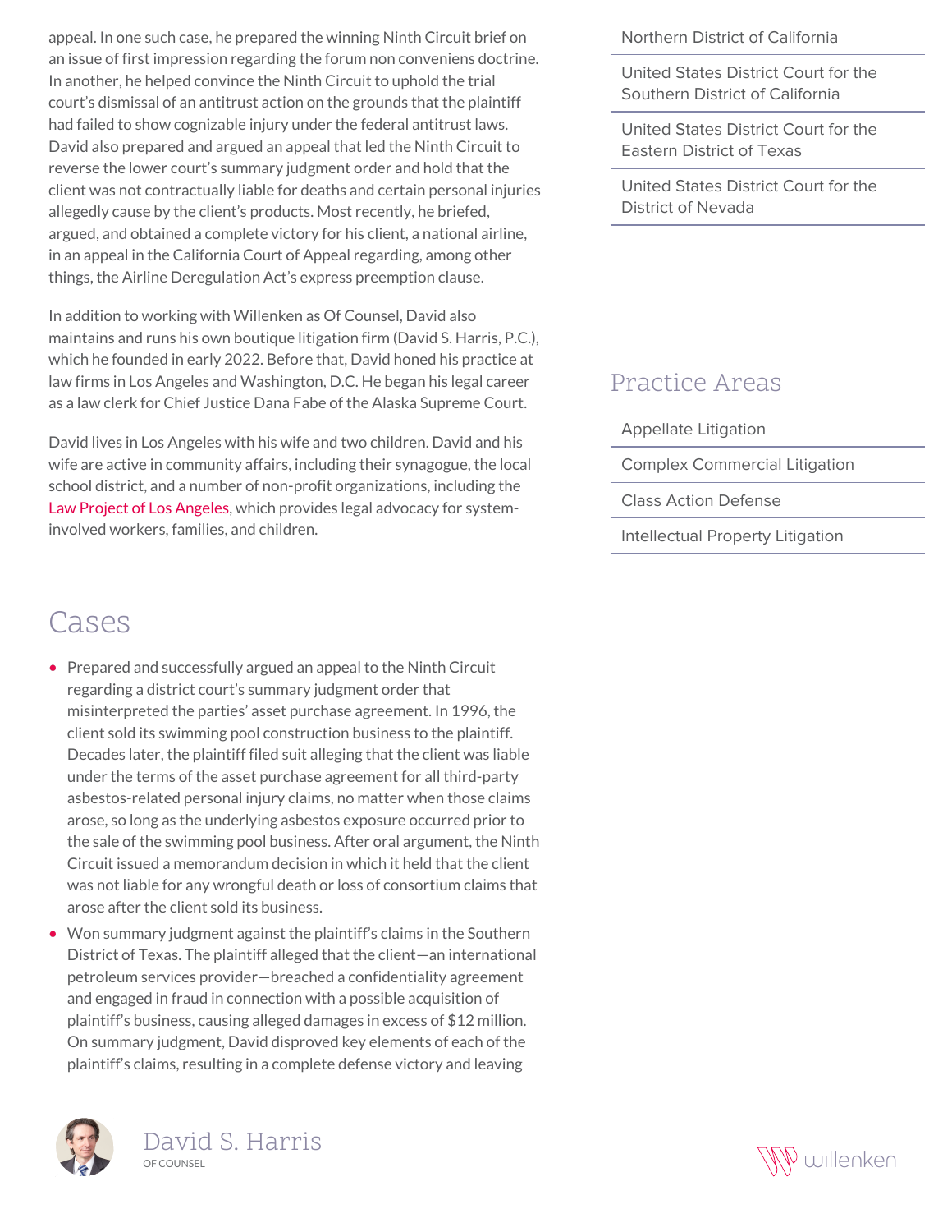appeal. In one such case, he prepared the winning Ninth Circuit brief on an issue of first impression regarding the forum non conveniens doctrine. In another, he helped convince the Ninth Circuit to uphold the trial court's dismissal of an antitrust action on the grounds that the plaintiff had failed to show cognizable injury under the federal antitrust laws. David also prepared and argued an appeal that led the Ninth Circuit to reverse the lower court's summary judgment order and hold that the client was not contractually liable for deaths and certain personal injuries allegedly cause by the client's products. Most recently, he briefed, argued, and obtained a complete victory for his client, a national airline, in an appeal in the California Court of Appeal regarding, among other things, the Airline Deregulation Act's express preemption clause.

In addition to working with Willenken as Of Counsel, David also maintains and runs his own boutique litigation firm (David S. Harris, P.C.), which he founded in early 2022. Before that, David honed his practice at law firms in Los Angeles and Washington, D.C. He began his legal career as a law clerk for Chief Justice Dana Fabe of the Alaska Supreme Court.

David lives in Los Angeles with his wife and two children. David and his wife are active in community affairs, including their synagogue, the local school district, and a number of non-profit organizations, including the Law Project of Los Angeles, which provides legal advocacy for system-involved workers, families, and children.

## Cases

- Prepared and successfully argued an appeal to the Ninth Circuit regarding a district court's summary judgment order that misinterpreted the parties' asset purchase agreement. In 1996, the client sold its swimming pool construction business to the plaintiff. Decades later, the plaintiff filed suit alleging that the client was liable under the terms of the asset purchase agreement for all third-party asbestos-related personal injury claims, no matter when those claims arose, so long as the underlying asbestos exposure occurred prior to the sale of the swimming pool business. After oral argument, the Ninth Circuit issued a memorandum decision in which it held that the client was not liable for any wrongful death or loss of consortium claims that arose after the client sold its business.
- Won summary judgment against the plaintiff's claims in the Southern District of Texas. The plaintiff alleged that the client—an international petroleum services provider—breached a confidentiality agreement and engaged in fraud in connection with a possible acquisition of plaintiff's business, causing alleged damages in excess of $12 million. On summary judgment, David disproved key elements of each of the plaintiff's claims, resulting in a complete defense victory and leaving

Northern District of California

United States District Court for the Southern District of California

United States District Court for the Eastern District of Texas

United States District Court for the District of Nevada

## Practice Areas

- Appellate Litigation
- Complex Commercial Litigation
- Class Action Defense
- Intellectual Property Litigation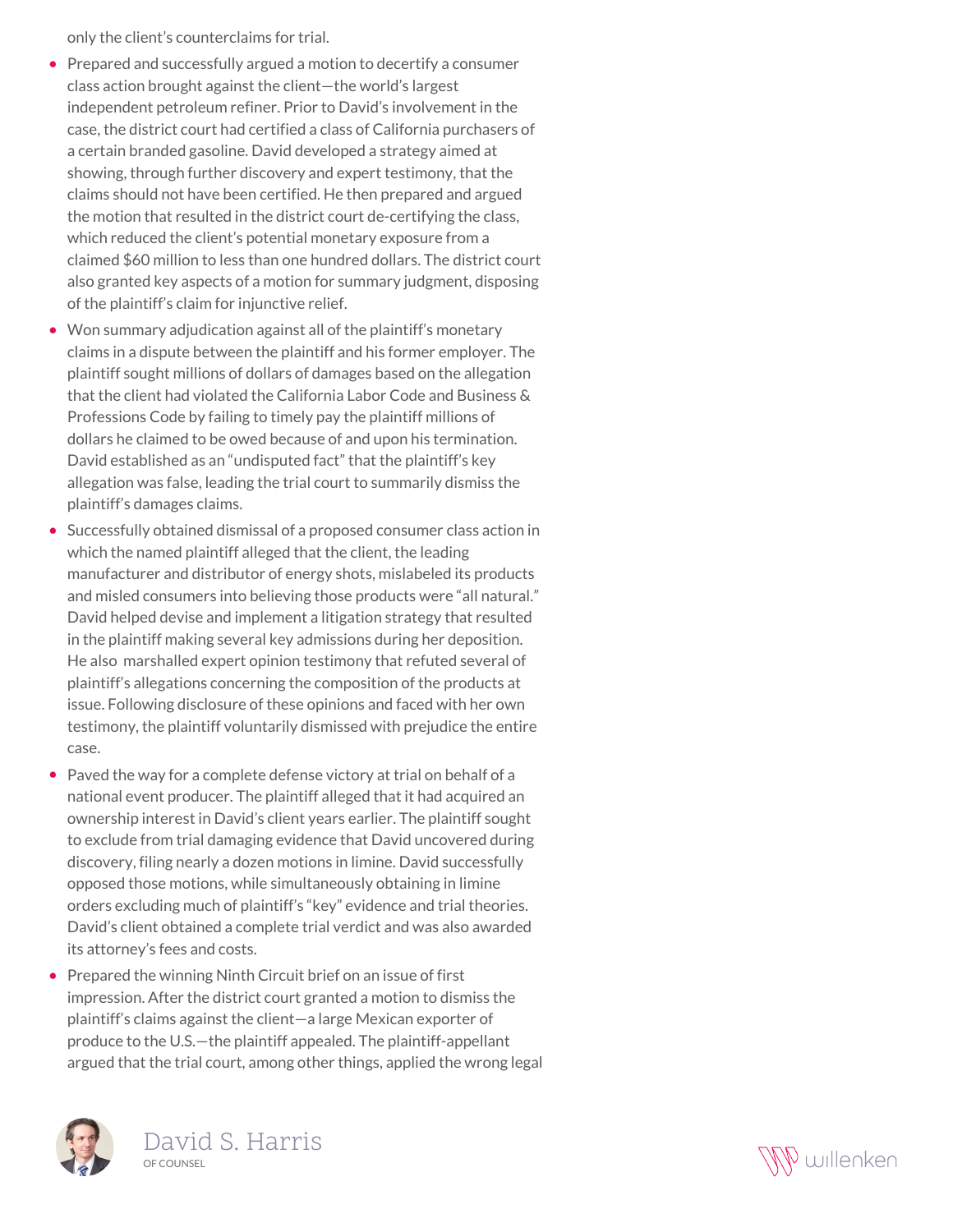only the client's counterclaims for trial.

- Prepared and successfully argued a motion to decertify a consumer class action brought against the client—the world's largest independent petroleum refiner. Prior to David's involvement in the case, the district court had certified a class of California purchasers of a certain branded gasoline. David developed a strategy aimed at showing, through further discovery and expert testimony, that the claims should not have been certified. He then prepared and argued the motion that resulted in the district court de-certifying the class, which reduced the client's potential monetary exposure from a claimed $60 million to less than one hundred dollars. The district court also granted key aspects of a motion for summary judgment, disposing of the plaintiff's claim for injunctive relief.
- Won summary adjudication against all of the plaintiff's monetary claims in a dispute between the plaintiff and his former employer. The plaintiff sought millions of dollars of damages based on the allegation that the client had violated the California Labor Code and Business & Professions Code by failing to timely pay the plaintiff millions of dollars he claimed to be owed because of and upon his termination. David established as an "undisputed fact" that the plaintiff's key allegation was false, leading the trial court to summarily dismiss the plaintiff's damages claims.
- Successfully obtained dismissal of a proposed consumer class action in which the named plaintiff alleged that the client, the leading manufacturer and distributor of energy shots, mislabeled its products and misled consumers into believing those products were "all natural." David helped devise and implement a litigation strategy that resulted in the plaintiff making several key admissions during her deposition. He also marshalled expert opinion testimony that refuted several of plaintiff's allegations concerning the composition of the products at issue. Following disclosure of these opinions and faced with her own testimony, the plaintiff voluntarily dismissed with prejudice the entire case.
- Paved the way for a complete defense victory at trial on behalf of a national event producer. The plaintiff alleged that it had acquired an ownership interest in David's client years earlier. The plaintiff sought to exclude from trial damaging evidence that David uncovered during discovery, filing nearly a dozen motions in limine. David successfully opposed those motions, while simultaneously obtaining in limine orders excluding much of plaintiff's "key" evidence and trial theories. David's client obtained a complete trial verdict and was also awarded its attorney's fees and costs.
- Prepared the winning Ninth Circuit brief on an issue of first impression. After the district court granted a motion to dismiss the plaintiff's claims against the client—a large Mexican exporter of produce to the U.S.—the plaintiff appealed. The plaintiff-appellant argued that the trial court, among other things, applied the wrong legal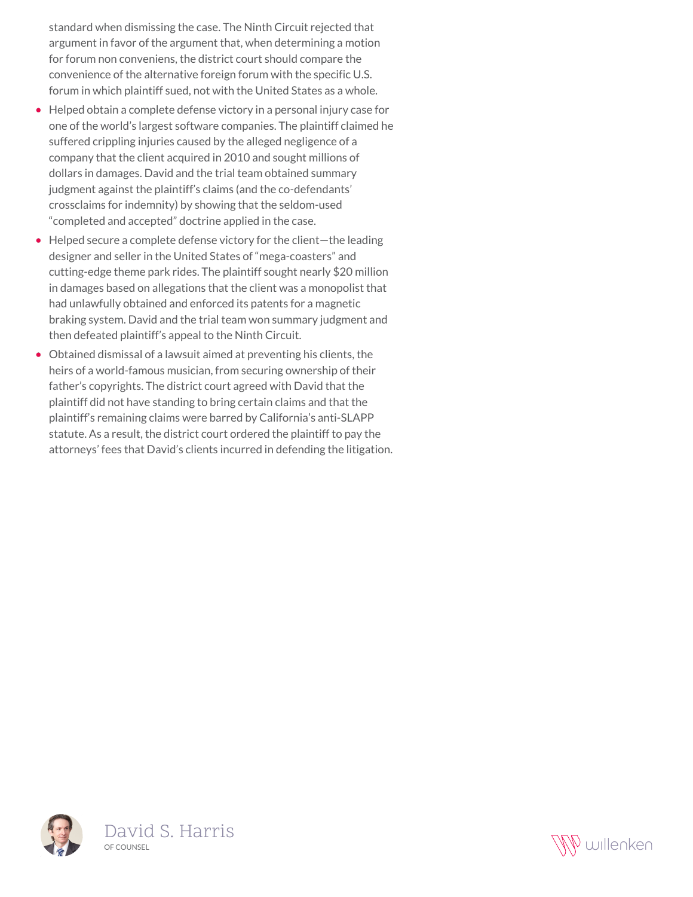standard when dismissing the case. The Ninth Circuit rejected that argument in favor of the argument that, when determining a motion for forum non conveniens, the district court should compare the convenience of the alternative foreign forum with the specific U.S. forum in which plaintiff sued, not with the United States as a whole.

- Helped obtain a complete defense victory in a personal injury case for one of the world's largest software companies. The plaintiff claimed he suffered crippling injuries caused by the alleged negligence of a company that the client acquired in 2010 and sought millions of dollars in damages. David and the trial team obtained summary judgment against the plaintiff's claims (and the co-defendants' crossclaims for indemnity) by showing that the seldom-used "completed and accepted" doctrine applied in the case.
- Helped secure a complete defense victory for the client—the leading designer and seller in the United States of "mega-coasters" and cutting-edge theme park rides. The plaintiff sought nearly $20 million in damages based on allegations that the client was a monopolist that had unlawfully obtained and enforced its patents for a magnetic braking system. David and the trial team won summary judgment and then defeated plaintiff's appeal to the Ninth Circuit.
- Obtained dismissal of a lawsuit aimed at preventing his clients, the heirs of a world-famous musician, from securing ownership of their father's copyrights. The district court agreed with David that the plaintiff did not have standing to bring certain claims and that the plaintiff's remaining claims were barred by California's anti-SLAPP statute. As a result, the district court ordered the plaintiff to pay the attorneys' fees that David's clients incurred in defending the litigation.